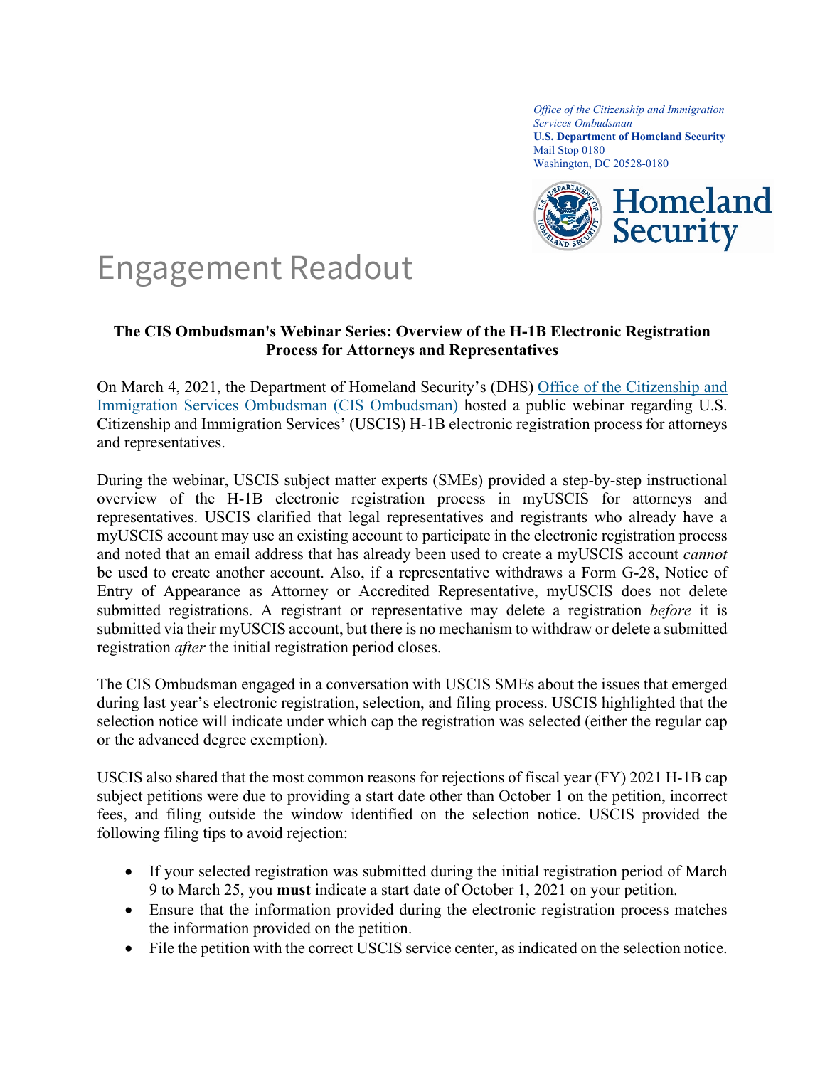Office of the Citizenship and Immigration Services Ombudsman
**U.S. Department of Homeland Security**
Mail Stop 0180
Washington, DC 20528-0180

Homeland Security

# Engagement Readout

**The CIS Ombudsman's Webinar Series: Overview of the H-1B Electronic Registration Process for Attorneys and Representatives**

On March 4, 2021, the Department of Homeland Security's (DHS) Office of the Citizenship and Immigration Services Ombudsman (CIS Ombudsman) hosted a public webinar regarding U.S. Citizenship and Immigration Services' (USCIS) H-1B electronic registration process for attorneys and representatives.

During the webinar, USCIS subject matter experts (SMEs) provided a step-by-step instructional overview of the H-1B electronic registration process in myUSCIS for attorneys and representatives. USCIS clarified that legal representatives and registrants who already have a myUSCIS account may use an existing account to participate in the electronic registration process and noted that an email address that has already been used to create a myUSCIS account *cannot* be used to create another account. Also, if a representative withdraws a Form G-28, Notice of Entry of Appearance as Attorney or Accredited Representative, myUSCIS does not delete submitted registrations. A registrant or representative may delete a registration *before* it is submitted via their myUSCIS account, but there is no mechanism to withdraw or delete a submitted registration *after* the initial registration period closes.

The CIS Ombudsman engaged in a conversation with USCIS SMEs about the issues that emerged during last year's electronic registration, selection, and filing process. USCIS highlighted that the selection notice will indicate under which cap the registration was selected (either the regular cap or the advanced degree exemption).

USCIS also shared that the most common reasons for rejections of fiscal year (FY) 2021 H-1B cap subject petitions were due to providing a start date other than October 1 on the petition, incorrect fees, and filing outside the window identified on the selection notice. USCIS provided the following filing tips to avoid rejection:

- If your selected registration was submitted during the initial registration period of March 9 to March 25, you **must** indicate a start date of October 1, 2021 on your petition.
- Ensure that the information provided during the electronic registration process matches the information provided on the petition.
- File the petition with the correct USCIS service center, as indicated on the selection notice.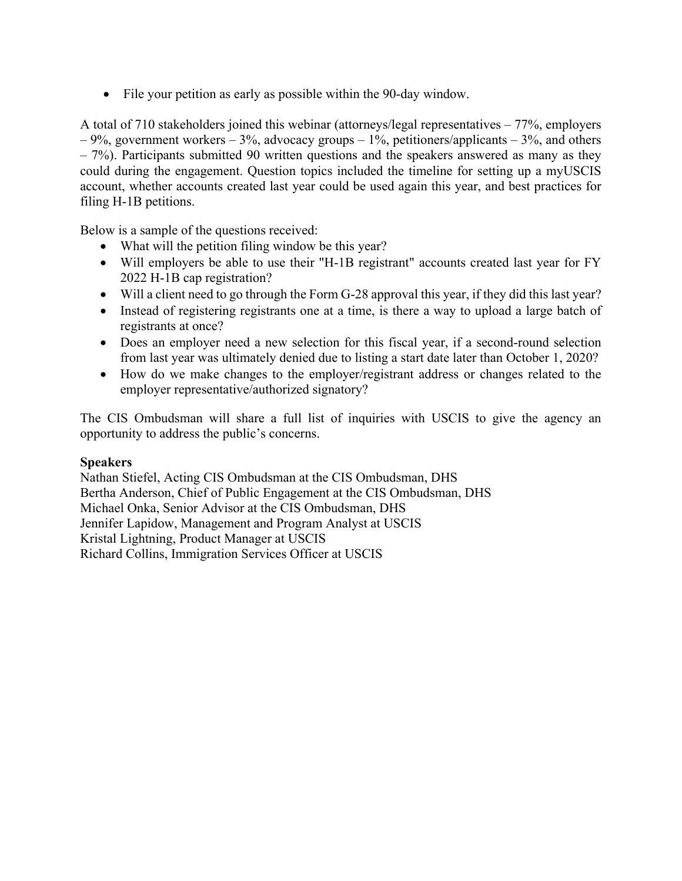- File your petition as early as possible within the 90-day window.

A total of 710 stakeholders joined this webinar (attorneys/legal representatives – 77%, employers – 9%, government workers – 3%, advocacy groups – 1%, petitioners/applicants – 3%, and others – 7%). Participants submitted 90 written questions and the speakers answered as many as they could during the engagement. Question topics included the timeline for setting up a myUSCIS account, whether accounts created last year could be used again this year, and best practices for filing H-1B petitions.

Below is a sample of the questions received:

- What will the petition filing window be this year?
- Will employers be able to use their "H-1B registrant" accounts created last year for FY 2022 H-1B cap registration?
- Will a client need to go through the Form G-28 approval this year, if they did this last year?
- Instead of registering registrants one at a time, is there a way to upload a large batch of registrants at once?
- Does an employer need a new selection for this fiscal year, if a second-round selection from last year was ultimately denied due to listing a start date later than October 1, 2020?
- How do we make changes to the employer/registrant address or changes related to the employer representative/authorized signatory?

The CIS Ombudsman will share a full list of inquiries with USCIS to give the agency an opportunity to address the public's concerns.

**Speakers**

Nathan Stiefel, Acting CIS Ombudsman at the CIS Ombudsman, DHS
Bertha Anderson, Chief of Public Engagement at the CIS Ombudsman, DHS
Michael Onka, Senior Advisor at the CIS Ombudsman, DHS
Jennifer Lapidow, Management and Program Analyst at USCIS
Kristal Lightning, Product Manager at USCIS
Richard Collins, Immigration Services Officer at USCIS